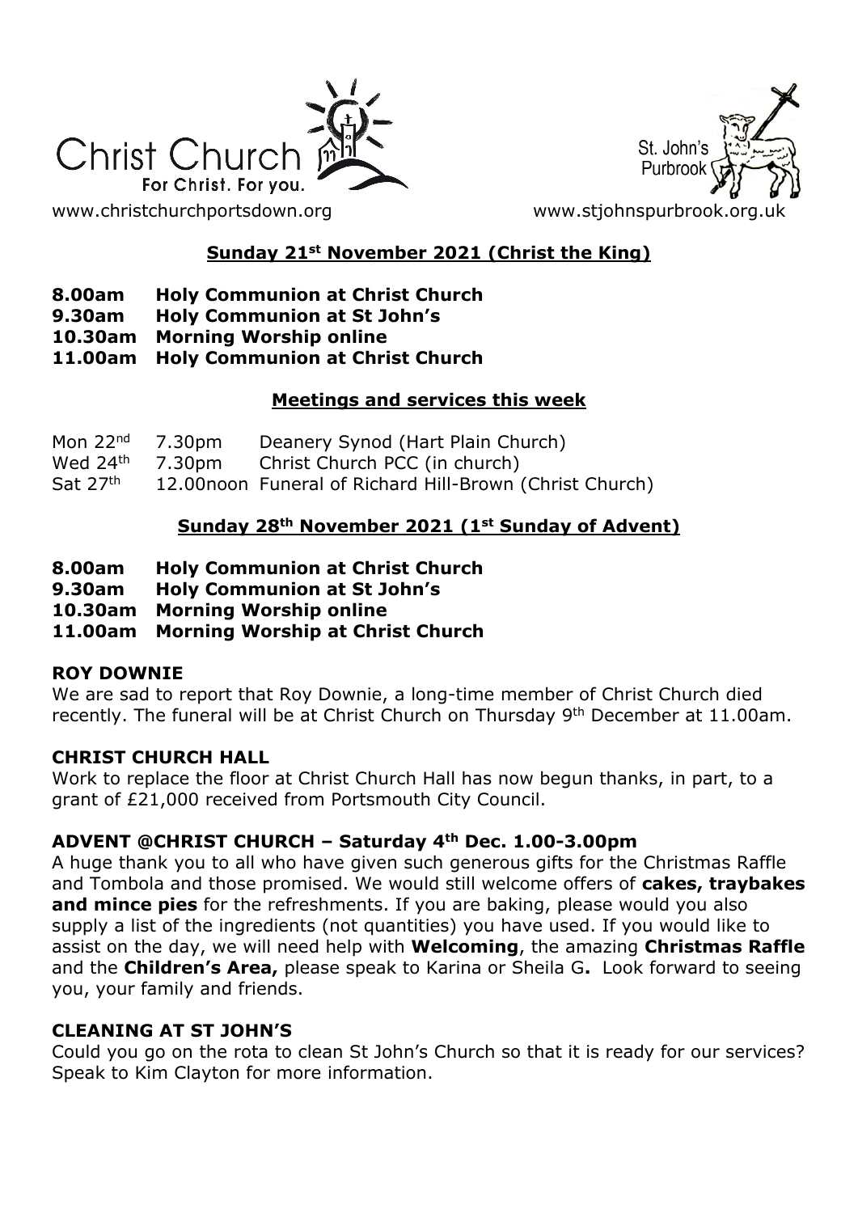Christ Church
For Christ. For you.

St. John's Purbrook

www.christchurchportsdown.org www.stjohnspurbrook.org.uk

## Sunday 21st November 2021 (Christ the King)

**8.00am Holy Communion at Christ Church**
**9.30am Holy Communion at St John's**
**10.30am Morning Worship online**
**11.00am Holy Communion at Christ Church**

## Meetings and services this week

| | | |
|---|---|---|
| Mon 22nd | 7.30pm | Deanery Synod (Hart Plain Church) |
| Wed 24th | 7.30pm | Christ Church PCC (in church) |
| Sat 27th | 12.00noon | Funeral of Richard Hill-Brown (Christ Church) |

## Sunday 28th November 2021 (1st Sunday of Advent)

**8.00am Holy Communion at Christ Church**
**9.30am Holy Communion at St John's**
**10.30am Morning Worship online**
**11.00am Morning Worship at Christ Church**

### ROY DOWNIE

We are sad to report that Roy Downie, a long-time member of Christ Church died recently. The funeral will be at Christ Church on Thursday 9th December at 11.00am.

### CHRIST CHURCH HALL

Work to replace the floor at Christ Church Hall has now begun thanks, in part, to a grant of £21,000 received from Portsmouth City Council.

### ADVENT @CHRIST CHURCH – Saturday 4th Dec. 1.00-3.00pm

A huge thank you to all who have given such generous gifts for the Christmas Raffle and Tombola and those promised. We would still welcome offers of **cakes, traybakes and mince pies** for the refreshments. If you are baking, please would you also supply a list of the ingredients (not quantities) you have used. If you would like to assist on the day, we will need help with **Welcoming**, the amazing **Christmas Raffle** and the **Children's Area,** please speak to Karina or Sheila G**.** Look forward to seeing you, your family and friends.

### CLEANING AT ST JOHN'S

Could you go on the rota to clean St John's Church so that it is ready for our services? Speak to Kim Clayton for more information.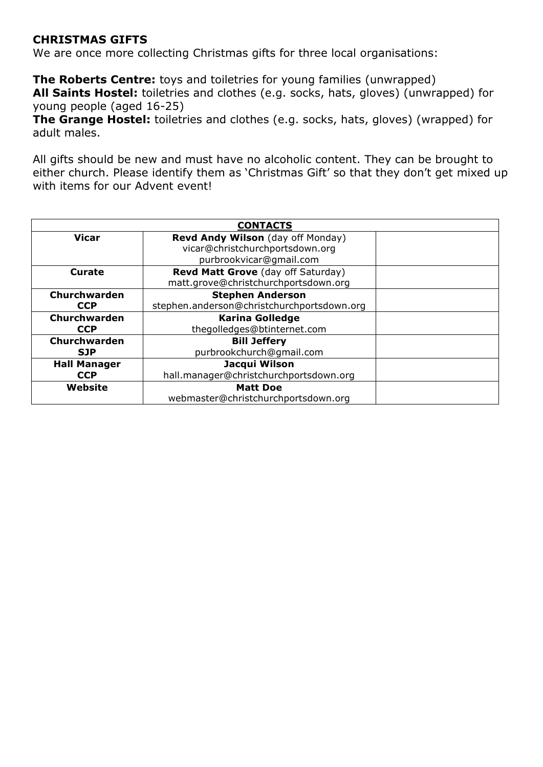**CHRISTMAS GIFTS**

We are once more collecting Christmas gifts for three local organisations:

**The Roberts Centre:** toys and toiletries for young families (unwrapped)
**All Saints Hostel:** toiletries and clothes (e.g. socks, hats, gloves) (unwrapped) for young people (aged 16-25)
**The Grange Hostel:** toiletries and clothes (e.g. socks, hats, gloves) (wrapped) for adult males.

All gifts should be new and must have no alcoholic content. They can be brought to either church. Please identify them as 'Christmas Gift' so that they don't get mixed up with items for our Advent event!

| **CONTACTS** | | |
|---|---|---|
| **Vicar** | **Revd Andy Wilson** (day off Monday)<br>vicar@christchurchportsdown.org<br>purbrookvicar@gmail.com | |
| **Curate** | **Revd Matt Grove** (day off Saturday)<br>matt.grove@christchurchportsdown.org | |
| **Churchwarden CCP** | **Stephen Anderson**<br>stephen.anderson@christchurchportsdown.org | |
| **Churchwarden CCP** | **Karina Golledge**<br>thegolledges@btinternet.com | |
| **Churchwarden SJP** | **Bill Jeffery**<br>purbrookchurch@gmail.com | |
| **Hall Manager CCP** | **Jacqui Wilson**<br>hall.manager@christchurchportsdown.org | |
| **Website** | **Matt Doe**<br>webmaster@christchurchportsdown.org | |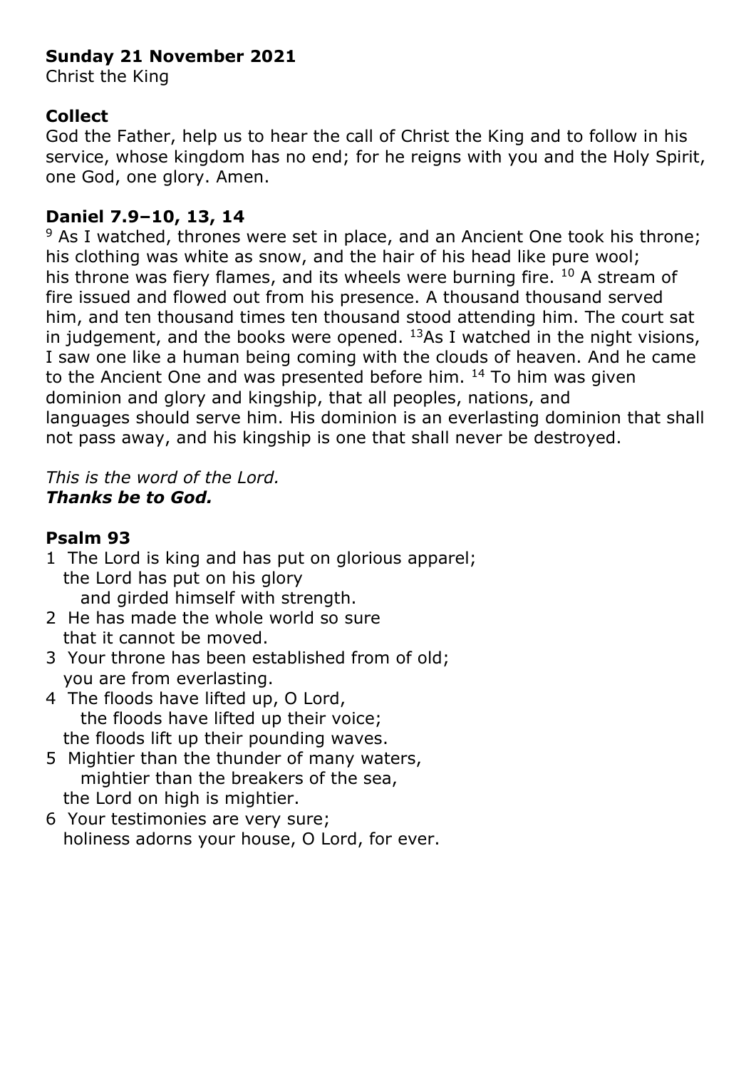**Sunday 21 November 2021**
Christ the King

**Collect**
God the Father, help us to hear the call of Christ the King and to follow in his service, whose kingdom has no end; for he reigns with you and the Holy Spirit, one God, one glory. Amen.

**Daniel 7.9–10, 13, 14**
[9] As I watched, thrones were set in place, and an Ancient One took his throne; his clothing was white as snow, and the hair of his head like pure wool; his throne was fiery flames, and its wheels were burning fire. [10] A stream of fire issued and flowed out from his presence. A thousand thousand served him, and ten thousand times ten thousand stood attending him. The court sat in judgement, and the books were opened. [13]As I watched in the night visions, I saw one like a human being coming with the clouds of heaven. And he came to the Ancient One and was presented before him. [14] To him was given dominion and glory and kingship, that all peoples, nations, and languages should serve him. His dominion is an everlasting dominion that shall not pass away, and his kingship is one that shall never be destroyed.

*This is the word of the Lord.*
***Thanks be to God.***

**Psalm 93**

1 The Lord is king and has put on glorious apparel;
the Lord has put on his glory
and girded himself with strength.

2 He has made the whole world so sure
that it cannot be moved.

3 Your throne has been established from of old;
you are from everlasting.

4 The floods have lifted up, O Lord,
the floods have lifted up their voice;
the floods lift up their pounding waves.

5 Mightier than the thunder of many waters,
mightier than the breakers of the sea,
the Lord on high is mightier.

6 Your testimonies are very sure;
holiness adorns your house, O Lord, for ever.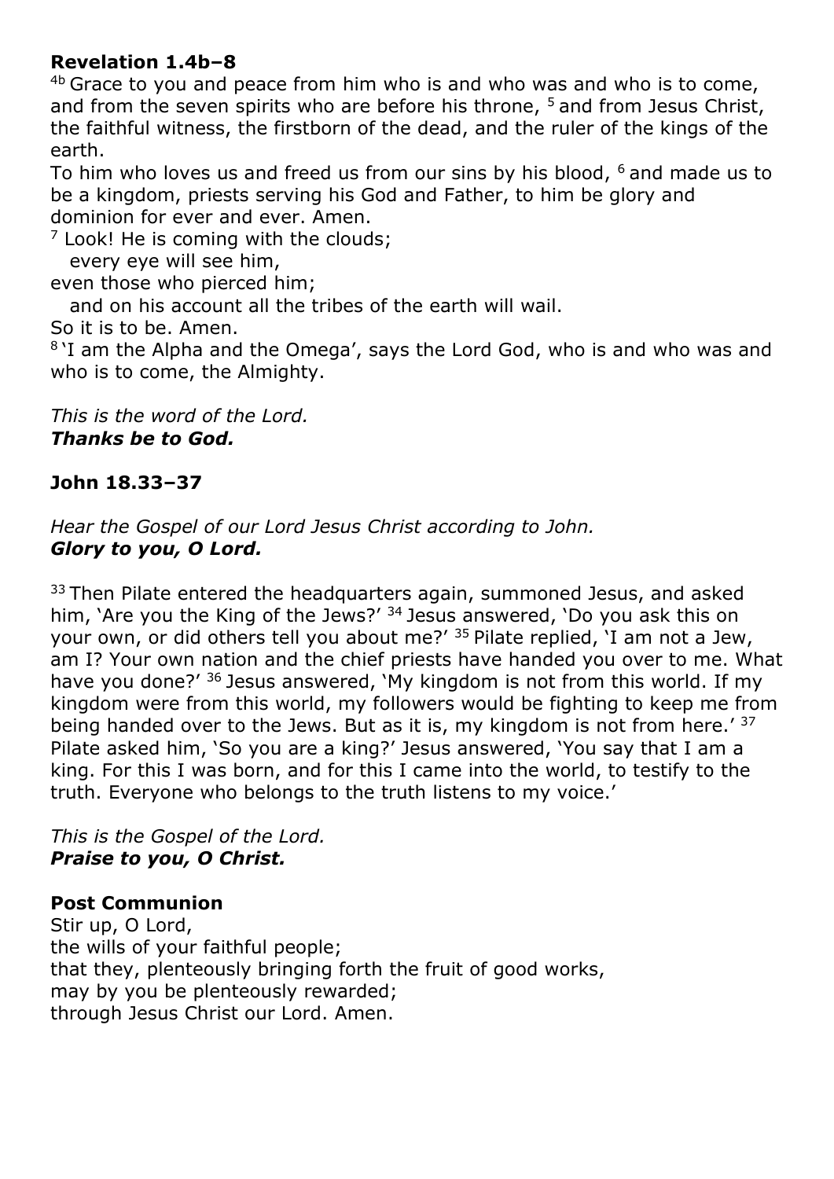**Revelation 1.4b–8**

[4b] Grace to you and peace from him who is and who was and who is to come, and from the seven spirits who are before his throne, [5] and from Jesus Christ, the faithful witness, the firstborn of the dead, and the ruler of the kings of the earth.

To him who loves us and freed us from our sins by his blood, [6] and made us to be a kingdom, priests serving his God and Father, to him be glory and dominion for ever and ever. Amen.

[7] Look! He is coming with the clouds;
   every eye will see him,
even those who pierced him;
   and on his account all the tribes of the earth will wail.
So it is to be. Amen.

[8] 'I am the Alpha and the Omega', says the Lord God, who is and who was and who is to come, the Almighty.

*This is the word of the Lord.*
***Thanks be to God.***

**John 18.33–37**

*Hear the Gospel of our Lord Jesus Christ according to John.*
***Glory to you, O Lord.***

[33] Then Pilate entered the headquarters again, summoned Jesus, and asked him, 'Are you the King of the Jews?' [34] Jesus answered, 'Do you ask this on your own, or did others tell you about me?' [35] Pilate replied, 'I am not a Jew, am I? Your own nation and the chief priests have handed you over to me. What have you done?' [36] Jesus answered, 'My kingdom is not from this world. If my kingdom were from this world, my followers would be fighting to keep me from being handed over to the Jews. But as it is, my kingdom is not from here.' [37] Pilate asked him, 'So you are a king?' Jesus answered, 'You say that I am a king. For this I was born, and for this I came into the world, to testify to the truth. Everyone who belongs to the truth listens to my voice.'

*This is the Gospel of the Lord.*
***Praise to you, O Christ.***

**Post Communion**

Stir up, O Lord,
the wills of your faithful people;
that they, plenteously bringing forth the fruit of good works,
may by you be plenteously rewarded;
through Jesus Christ our Lord. Amen.